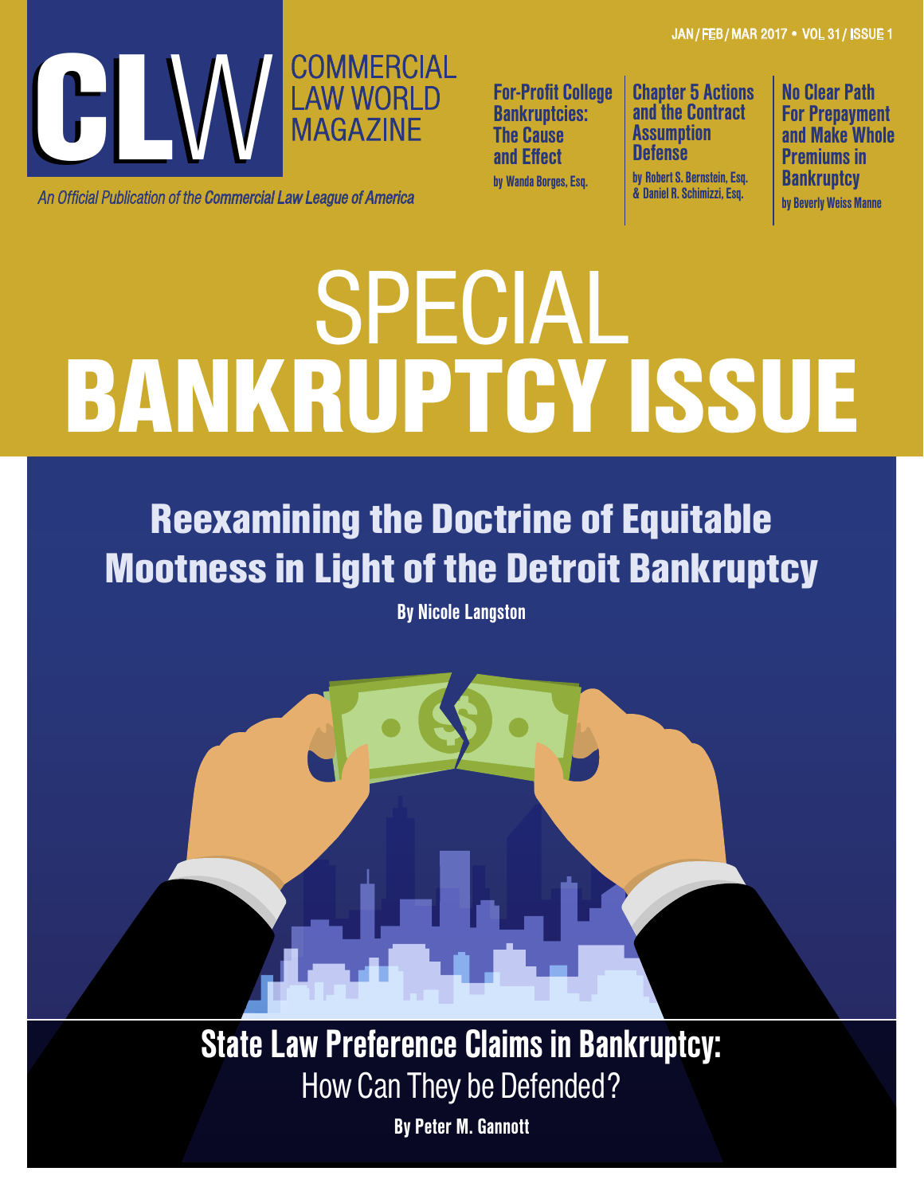JAN / FEB / MAR 2017 • VOL 31 / ISSUE 1

# CLW COMMERCIAL LAW WORLD MAGAZINE

*An Official Publication of the Commercial Law League of America*

**For-Profit College Bankruptcies: The Cause and Effect**
by Wanda Borges, Esq.

**Chapter 5 Actions and the Contract Assumption Defense**
by Robert S. Bernstein, Esq. & Daniel R. Schimizzi, Esq.

**No Clear Path For Prepayment and Make Whole Premiums in Bankruptcy**
by Beverly Weiss Manne

# SPECIAL BANKRUPTCY ISSUE

## Reexamining the Doctrine of Equitable Mootness in Light of the Detroit Bankruptcy

**By Nicole Langston**

## State Law Preference Claims in Bankruptcy: How Can They be Defended?

**By Peter M. Gannott**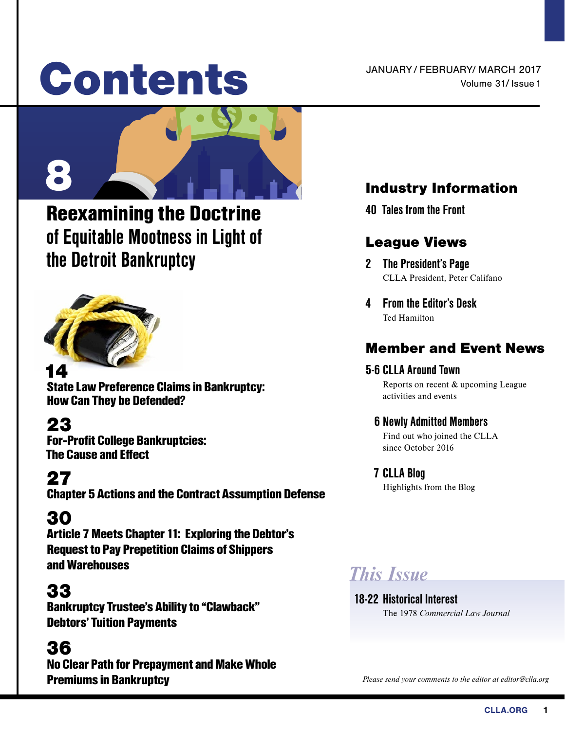# Contents

JANUARY / FEBRUARY/ MARCH 2017
Volume 31/ Issue 1

**8**
## Reexamining the Doctrine of Equitable Mootness in Light of the Detroit Bankruptcy

**14**
**State Law Preference Claims in Bankruptcy: How Can They be Defended?**

**23**
**For-Profit College Bankruptcies: The Cause and Effect**

**27**
**Chapter 5 Actions and the Contract Assumption Defense**

**30**
**Article 7 Meets Chapter 11: Exploring the Debtor's Request to Pay Prepetition Claims of Shippers and Warehouses**

**33**
**Bankruptcy Trustee's Ability to "Clawback" Debtors' Tuition Payments**

**36**
**No Clear Path for Prepayment and Make Whole Premiums in Bankruptcy**

## Industry Information

**40 Tales from the Front**

## League Views

**2 The President's Page**
CLLA President, Peter Califano

**4 From the Editor's Desk**
Ted Hamilton

## Member and Event News

**5-6 CLLA Around Town**
Reports on recent & upcoming League activities and events

**6 Newly Admitted Members**
Find out who joined the CLLA since October 2016

**7 CLLA Blog**
Highlights from the Blog

## *This Issue*

**18-22 Historical Interest**
The 1978 *Commercial Law Journal*

*Please send your comments to the editor at editor@clla.org*